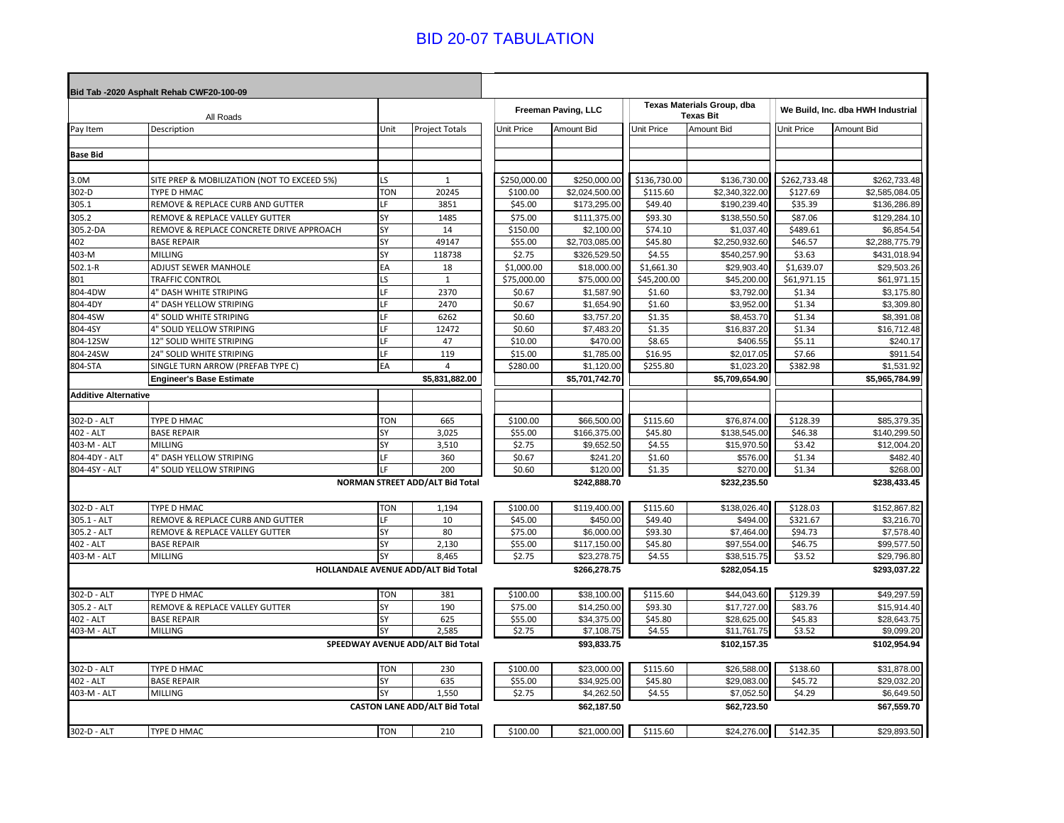# BID 20-07 TABULATION

| Bid Tab -2020 Asphalt Rehab CWF20-100-09 | | | | Freeman Paving, LLC | | Texas Materials Group, dba Texas Bit | | We Build, Inc. dba HWH Industrial | |
|---|---|---|---|---|---|---|---|---|---|
| | All Roads | | | | | | | | |
| Pay Item | Description | Unit | Project Totals | Unit Price | Amount Bid | Unit Price | Amount Bid | Unit Price | Amount Bid |
| **Base Bid** | | | | | | | | | |
| 3.0M | SITE PREP & MOBILIZATION (NOT TO EXCEED 5%) | LS | 1 | $250,000.00 | $250,000.00 | $136,730.00 | $136,730.00 | $262,733.48 | $262,733.48 |
| 302-D | TYPE D HMAC | TON | 20245 | $100.00 | $2,024,500.00 | $115.60 | $2,340,322.00 | $127.69 | $2,585,084.05 |
| 305.1 | REMOVE & REPLACE CURB AND GUTTER | LF | 3851 | $45.00 | $173,295.00 | $49.40 | $190,239.40 | $35.39 | $136,286.89 |
| 305.2 | REMOVE & REPLACE VALLEY GUTTER | SY | 1485 | $75.00 | $111,375.00 | $93.30 | $138,550.50 | $87.06 | $129,284.10 |
| 305.2-DA | REMOVE & REPLACE CONCRETE DRIVE APPROACH | SY | 14 | $150.00 | $2,100.00 | $74.10 | $1,037.40 | $489.61 | $6,854.54 |
| 402 | BASE REPAIR | SY | 49147 | $55.00 | $2,703,085.00 | $45.80 | $2,250,932.60 | $46.57 | $2,288,775.79 |
| 403-M | MILLING | SY | 118738 | $2.75 | $326,529.50 | $4.55 | $540,257.90 | $3.63 | $431,018.94 |
| 502.1-R | ADJUST SEWER MANHOLE | EA | 18 | $1,000.00 | $18,000.00 | $1,661.30 | $29,903.40 | $1,639.07 | $29,503.26 |
| 801 | TRAFFIC CONTROL | LS | 1 | $75,000.00 | $75,000.00 | $45,200.00 | $45,200.00 | $61,971.15 | $61,971.15 |
| 804-4DW | 4" DASH WHITE STRIPING | LF | 2370 | $0.67 | $1,587.90 | $1.60 | $3,792.00 | $1.34 | $3,175.80 |
| 804-4DY | 4" DASH YELLOW STRIPING | LF | 2470 | $0.67 | $1,654.90 | $1.60 | $3,952.00 | $1.34 | $3,309.80 |
| 804-4SW | 4" SOLID WHITE STRIPING | LF | 6262 | $0.60 | $3,757.20 | $1.35 | $8,453.70 | $1.34 | $8,391.08 |
| 804-4SY | 4" SOLID YELLOW STRIPING | LF | 12472 | $0.60 | $7,483.20 | $1.35 | $16,837.20 | $1.34 | $16,712.48 |
| 804-12SW | 12" SOLID WHITE STRIPING | LF | 47 | $10.00 | $470.00 | $8.65 | $406.55 | $5.11 | $240.17 |
| 804-24SW | 24" SOLID WHITE STRIPING | LF | 119 | $15.00 | $1,785.00 | $16.95 | $2,017.05 | $7.66 | $911.54 |
| 804-STA | SINGLE TURN ARROW (PREFAB TYPE C) | EA | 4 | $280.00 | $1,120.00 | $255.80 | $1,023.20 | $382.98 | $1,531.92 |
| | **Engineer's Base Estimate** | | **$5,831,882.00** | | **$5,701,742.70** | | **$5,709,654.90** | | **$5,965,784.99** |
| **Additive Alternative** | | | | | | | | | |
| 302-D - ALT | TYPE D HMAC | TON | 665 | $100.00 | $66,500.00 | $115.60 | $76,874.00 | $128.39 | $85,379.35 |
| 402 - ALT | BASE REPAIR | SY | 3,025 | $55.00 | $166,375.00 | $45.80 | $138,545.00 | $46.38 | $140,299.50 |
| 403-M - ALT | MILLING | SY | 3,510 | $2.75 | $9,652.50 | $4.55 | $15,970.50 | $3.42 | $12,004.20 |
| 804-4DY - ALT | 4" DASH YELLOW STRIPING | LF | 360 | $0.67 | $241.20 | $1.60 | $576.00 | $1.34 | $482.40 |
| 804-4SY - ALT | 4" SOLID YELLOW STRIPING | LF | 200 | $0.60 | $120.00 | $1.35 | $270.00 | $1.34 | $268.00 |
| | **NORMAN STREET ADD/ALT Bid Total** | | | | **$242,888.70** | | **$232,235.50** | | **$238,433.45** |
| 302-D - ALT | TYPE D HMAC | TON | 1,194 | $100.00 | $119,400.00 | $115.60 | $138,026.40 | $128.03 | $152,867.82 |
| 305.1 - ALT | REMOVE & REPLACE CURB AND GUTTER | LF | 10 | $45.00 | $450.00 | $49.40 | $494.00 | $321.67 | $3,216.70 |
| 305.2 - ALT | REMOVE & REPLACE VALLEY GUTTER | SY | 80 | $75.00 | $6,000.00 | $93.30 | $7,464.00 | $94.73 | $7,578.40 |
| 402 - ALT | BASE REPAIR | SY | 2,130 | $55.00 | $117,150.00 | $45.80 | $97,554.00 | $46.75 | $99,577.50 |
| 403-M - ALT | MILLING | SY | 8,465 | $2.75 | $23,278.75 | $4.55 | $38,515.75 | $3.52 | $29,796.80 |
| | **HOLLANDALE AVENUE ADD/ALT Bid Total** | | | | **$266,278.75** | | **$282,054.15** | | **$293,037.22** |
| 302-D - ALT | TYPE D HMAC | TON | 381 | $100.00 | $38,100.00 | $115.60 | $44,043.60 | $129.39 | $49,297.59 |
| 305.2 - ALT | REMOVE & REPLACE VALLEY GUTTER | SY | 190 | $75.00 | $14,250.00 | $93.30 | $17,727.00 | $83.76 | $15,914.40 |
| 402 - ALT | BASE REPAIR | SY | 625 | $55.00 | $34,375.00 | $45.80 | $28,625.00 | $45.83 | $28,643.75 |
| 403-M - ALT | MILLING | SY | 2,585 | $2.75 | $7,108.75 | $4.55 | $11,761.75 | $3.52 | $9,099.20 |
| | **SPEEDWAY AVENUE ADD/ALT Bid Total** | | | | **$93,833.75** | | **$102,157.35** | | **$102,954.94** |
| 302-D - ALT | TYPE D HMAC | TON | 230 | $100.00 | $23,000.00 | $115.60 | $26,588.00 | $138.60 | $31,878.00 |
| 402 - ALT | BASE REPAIR | SY | 635 | $55.00 | $34,925.00 | $45.80 | $29,083.00 | $45.72 | $29,032.20 |
| 403-M - ALT | MILLING | SY | 1,550 | $2.75 | $4,262.50 | $4.55 | $7,052.50 | $4.29 | $6,649.50 |
| | **CASTON LANE ADD/ALT Bid Total** | | | | **$62,187.50** | | **$62,723.50** | | **$67,559.70** |
| 302-D - ALT | TYPE D HMAC | TON | 210 | $100.00 | $21,000.00 | $115.60 | $24,276.00 | $142.35 | $29,893.50 |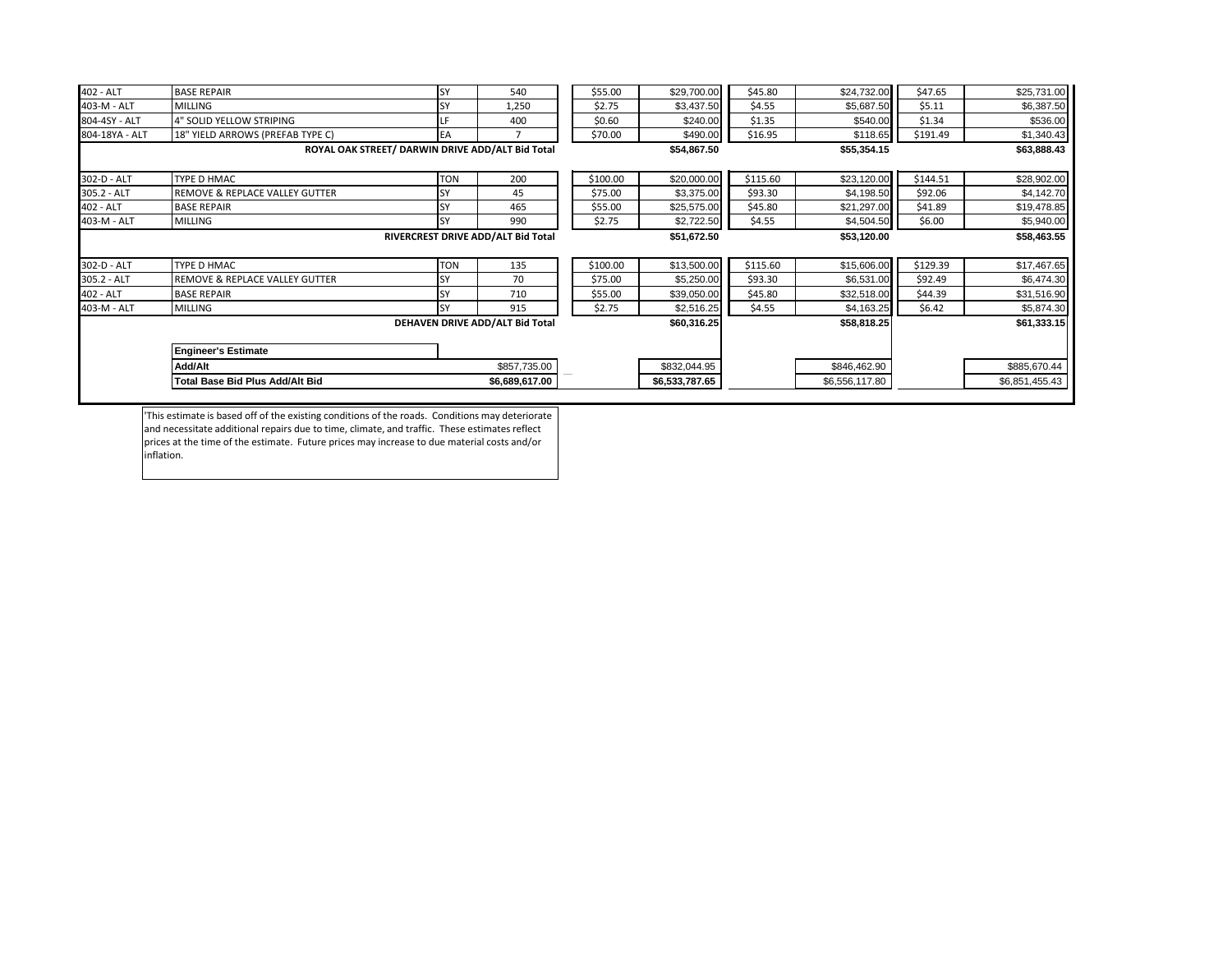| | | | | | | | | | |
|---|---|---|---|---|---|---|---|---|---|
| 402 - ALT | BASE REPAIR | SY | 540 | $55.00 | $29,700.00 | $45.80 | $24,732.00 | $47.65 | $25,731.00 |
| 403-M - ALT | MILLING | SY | 1,250 | $2.75 | $3,437.50 | $4.55 | $5,687.50 | $5.11 | $6,387.50 |
| 804-4SY - ALT | 4" SOLID YELLOW STRIPING | LF | 400 | $0.60 | $240.00 | $1.35 | $540.00 | $1.34 | $536.00 |
| 804-18YA - ALT | 18" YIELD ARROWS (PREFAB TYPE C) | EA | 7 | $70.00 | $490.00 | $16.95 | $118.65 | $191.49 | $1,340.43 |
| | **ROYAL OAK STREET/ DARWIN DRIVE ADD/ALT Bid Total** | | | | **$54,867.50** | | **$55,354.15** | | **$63,888.43** |
| 302-D - ALT | TYPE D HMAC | TON | 200 | $100.00 | $20,000.00 | $115.60 | $23,120.00 | $144.51 | $28,902.00 |
| 305.2 - ALT | REMOVE & REPLACE VALLEY GUTTER | SY | 45 | $75.00 | $3,375.00 | $93.30 | $4,198.50 | $92.06 | $4,142.70 |
| 402 - ALT | BASE REPAIR | SY | 465 | $55.00 | $25,575.00 | $45.80 | $21,297.00 | $41.89 | $19,478.85 |
| 403-M - ALT | MILLING | SY | 990 | $2.75 | $2,722.50 | $4.55 | $4,504.50 | $6.00 | $5,940.00 |
| | **RIVERCREST DRIVE ADD/ALT Bid Total** | | | | **$51,672.50** | | **$53,120.00** | | **$58,463.55** |
| 302-D - ALT | TYPE D HMAC | TON | 135 | $100.00 | $13,500.00 | $115.60 | $15,606.00 | $129.39 | $17,467.65 |
| 305.2 - ALT | REMOVE & REPLACE VALLEY GUTTER | SY | 70 | $75.00 | $5,250.00 | $93.30 | $6,531.00 | $92.49 | $6,474.30 |
| 402 - ALT | BASE REPAIR | SY | 710 | $55.00 | $39,050.00 | $45.80 | $32,518.00 | $44.39 | $31,516.90 |
| 403-M - ALT | MILLING | SY | 915 | $2.75 | $2,516.25 | $4.55 | $4,163.25 | $6.42 | $5,874.30 |
| | **DEHAVEN DRIVE ADD/ALT Bid Total** | | | | **$60,316.25** | | **$58,818.25** | | **$61,333.15** |
| | **Engineer's Estimate** | | | | | | | | |
| | **Add/Alt** | | $857,735.00 | | $832,044.95 | | $846,462.90 | | $885,670.44 |
| | **Total Base Bid Plus Add/Alt Bid** | | **$6,689,617.00** | | **$6,533,787.65** | | $6,556,117.80 | | $6,851,455.43 |

'This estimate is based off of the existing conditions of the roads. Conditions may deteriorate and necessitate additional repairs due to time, climate, and traffic. These estimates reflect prices at the time of the estimate. Future prices may increase to due material costs and/or inflation.